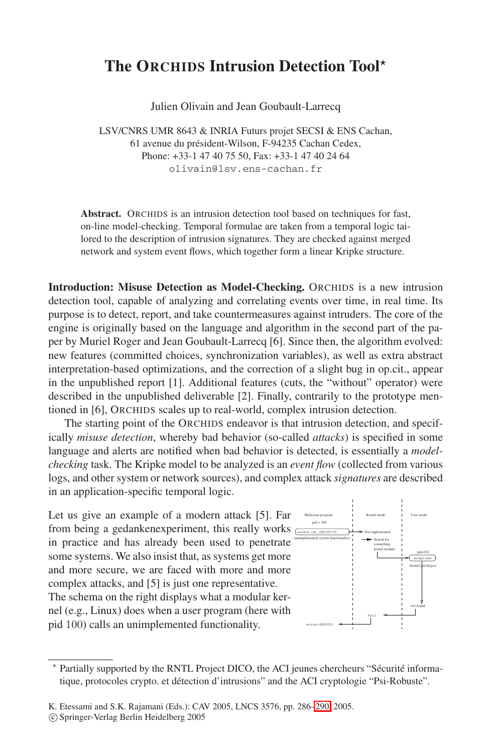# The ORCHIDS Intrusion Detection Tool*

Julien Olivain and Jean Goubault-Larrecq

LSV/CNRS UMR 8643 & INRIA Futurs projet SECSI & ENS Cachan,
61 avenue du président-Wilson, F-94235 Cachan Cedex,
Phone: +33-1 47 40 75 50, Fax: +33-1 47 40 24 64
olivain@lsv.ens-cachan.fr

**Abstract.** ORCHIDS is an intrusion detection tool based on techniques for fast, on-line model-checking. Temporal formulae are taken from a temporal logic tailored to the description of intrusion signatures. They are checked against merged network and system event flows, which together form a linear Kripke structure.

**Introduction: Misuse Detection as Model-Checking.** ORCHIDS is a new intrusion detection tool, capable of analyzing and correlating events over time, in real time. Its purpose is to detect, report, and take countermeasures against intruders. The core of the engine is originally based on the language and algorithm in the second part of the paper by Muriel Roger and Jean Goubault-Larrecq [6]. Since then, the algorithm evolved: new features (committed choices, synchronization variables), as well as extra abstract interpretation-based optimizations, and the correction of a slight bug in op.cit., appear in the unpublished report [1]. Additional features (cuts, the "without" operator) were described in the unpublished deliverable [2]. Finally, contrarily to the prototype mentioned in [6], ORCHIDS scales up to real-world, complex intrusion detection.

The starting point of the ORCHIDS endeavor is that intrusion detection, and specifically *misuse detection*, whereby bad behavior (so-called *attacks*) is specified in some language and alerts are notified when bad behavior is detected, is essentially a *model-checking* task. The Kripke model to be analyzed is an *event flow* (collected from various logs, and other system or network sources), and complex attack *signatures* are described in an application-specific temporal logic.

Let us give an example of a modern attack [5]. Far from being a gedankenexperiment, this really works in practice and has already been used to penetrate some systems. We also insist that, as systems get more and more secure, we are faced with more and more complex attacks, and [5] is just one representative. The schema on the right displays what a modular kernel (e.g., Linux) does when a user program (here with pid 100) calls an unimplemented functionality.

---

* Partially supported by the RNTL Project DICO, the ACI jeunes chercheurs "Sécurité informatique, protocoles crypto. et détection d'intrusions" and the ACI cryptologie "Psi-Robuste".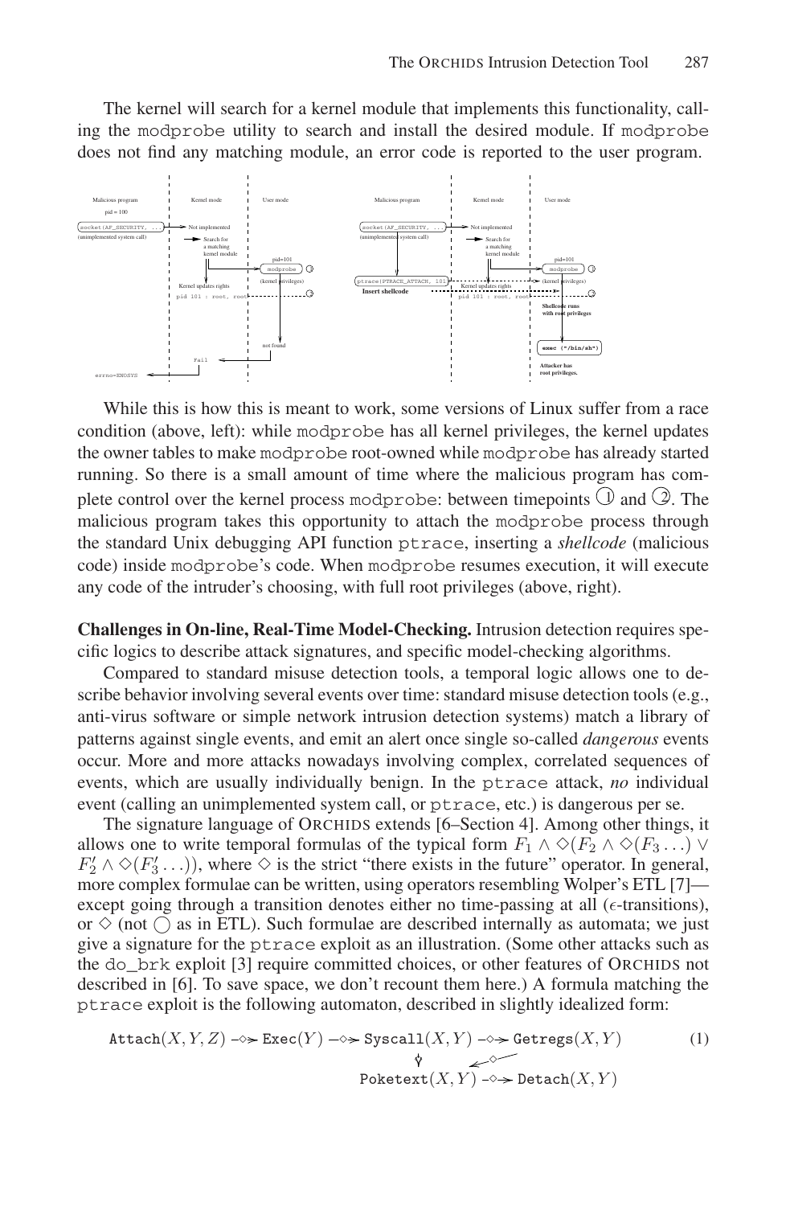The kernel will search for a kernel module that implements this functionality, calling the modprobe utility to search and install the desired module. If modprobe does not find any matching module, an error code is reported to the user program.

While this is how this is meant to work, some versions of Linux suffer from a race condition (above, left): while modprobe has all kernel privileges, the kernel updates the owner tables to make modprobe root-owned while modprobe has already started running. So there is a small amount of time where the malicious program has complete control over the kernel process modprobe: between timepoints ① and ②. The malicious program takes this opportunity to attach the modprobe process through the standard Unix debugging API function ptrace, inserting a *shellcode* (malicious code) inside modprobe's code. When modprobe resumes execution, it will execute any code of the intruder's choosing, with full root privileges (above, right).

**Challenges in On-line, Real-Time Model-Checking.** Intrusion detection requires specific logics to describe attack signatures, and specific model-checking algorithms.

Compared to standard misuse detection tools, a temporal logic allows one to describe behavior involving several events over time: standard misuse detection tools (e.g., anti-virus software or simple network intrusion detection systems) match a library of patterns against single events, and emit an alert once single so-called *dangerous* events occur. More and more attacks nowadays involving complex, correlated sequences of events, which are usually individually benign. In the ptrace attack, *no* individual event (calling an unimplemented system call, or ptrace, etc.) is dangerous per se.

The signature language of ORCHIDS extends [6–Section 4]. Among other things, it allows one to write temporal formulas of the typical form $F_1 \wedge \Diamond(F_2 \wedge \Diamond(F_3 \ldots) \vee F_2' \wedge \Diamond(F_3' \ldots))$, where $\Diamond$ is the strict "there exists in the future" operator. In general, more complex formulae can be written, using operators resembling Wolper's ETL [7]—except going through a transition denotes either no time-passing at all ($\epsilon$-transitions), or $\Diamond$ (not $\bigcirc$ as in ETL). Such formulae are described internally as automata; we just give a signature for the ptrace exploit as an illustration. (Some other attacks such as the do_brk exploit [3] require committed choices, or other features of ORCHIDS not described in [6]. To save space, we don't recount them here.) A formula matching the ptrace exploit is the following automaton, described in slightly idealized form:

$$\texttt{Attach}(X,Y,Z) \xrightarrow{\Diamond} \texttt{Exec}(Y) \xrightarrow{\Diamond} \texttt{Syscall}(X,Y) \xrightarrow{\Diamond} \texttt{Getregs}(X,Y) \qquad (1)$$

$$\texttt{Syscall}(X,Y) \xrightarrow{\Diamond} \texttt{Poketext}(X,Y) \xrightarrow{\Diamond} \texttt{Detach}(X,Y), \quad \texttt{Getregs}(X,Y) \xrightarrow{\Diamond} \texttt{Poketext}(X,Y)$$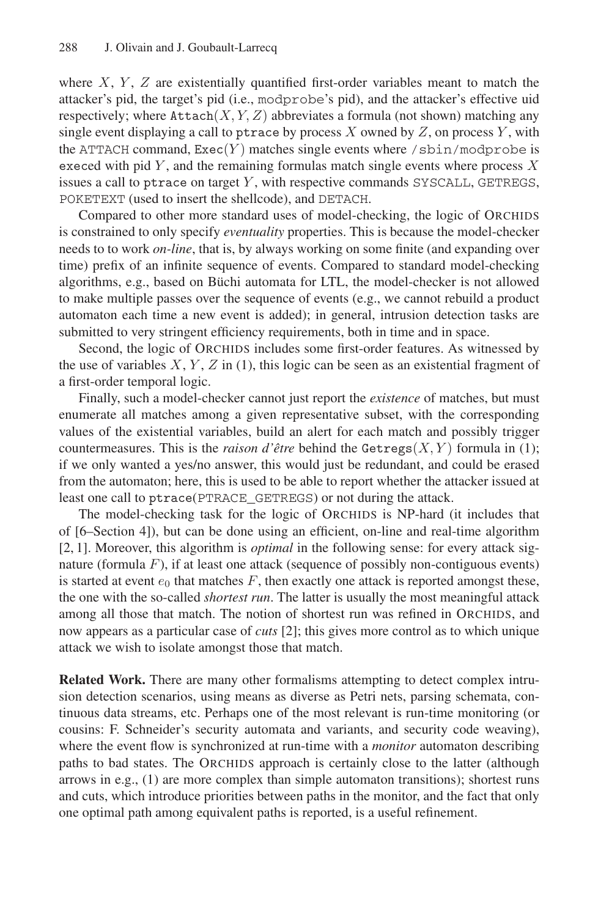where $X$, $Y$, $Z$ are existentially quantified first-order variables meant to match the attacker's pid, the target's pid (i.e., modprobe's pid), and the attacker's effective uid respectively; where $\texttt{Attach}(X, Y, Z)$ abbreviates a formula (not shown) matching any single event displaying a call to `ptrace` by process $X$ owned by $Z$, on process $Y$, with the ATTACH command, $\texttt{Exec}(Y)$ matches single events where /sbin/modprobe is `exec`ed with pid $Y$, and the remaining formulas match single events where process $X$ issues a call to `ptrace` on target $Y$, with respective commands SYSCALL, GETREGS, POKETEXT (used to insert the shellcode), and DETACH.

Compared to other more standard uses of model-checking, the logic of ORCHIDS is constrained to only specify *eventuality* properties. This is because the model-checker needs to to work *on-line*, that is, by always working on some finite (and expanding over time) prefix of an infinite sequence of events. Compared to standard model-checking algorithms, e.g., based on Büchi automata for LTL, the model-checker is not allowed to make multiple passes over the sequence of events (e.g., we cannot rebuild a product automaton each time a new event is added); in general, intrusion detection tasks are submitted to very stringent efficiency requirements, both in time and in space.

Second, the logic of ORCHIDS includes some first-order features. As witnessed by the use of variables $X$, $Y$, $Z$ in (1), this logic can be seen as an existential fragment of a first-order temporal logic.

Finally, such a model-checker cannot just report the *existence* of matches, but must enumerate all matches among a given representative subset, with the corresponding values of the existential variables, build an alert for each match and possibly trigger countermeasures. This is the *raison d'être* behind the $\texttt{Getregs}(X, Y)$ formula in (1); if we only wanted a yes/no answer, this would just be redundant, and could be erased from the automaton; here, this is used to be able to report whether the attacker issued at least one call to `ptrace(PTRACE_GETREGS)` or not during the attack.

The model-checking task for the logic of ORCHIDS is NP-hard (it includes that of [6–Section 4]), but can be done using an efficient, on-line and real-time algorithm [2, 1]. Moreover, this algorithm is *optimal* in the following sense: for every attack signature (formula $F$), if at least one attack (sequence of possibly non-contiguous events) is started at event $e_0$ that matches $F$, then exactly one attack is reported amongst these, the one with the so-called *shortest run*. The latter is usually the most meaningful attack among all those that match. The notion of shortest run was refined in ORCHIDS, and now appears as a particular case of *cuts* [2]; this gives more control as to which unique attack we wish to isolate amongst those that match.

**Related Work.** There are many other formalisms attempting to detect complex intrusion detection scenarios, using means as diverse as Petri nets, parsing schemata, continuous data streams, etc. Perhaps one of the most relevant is run-time monitoring (or cousins: F. Schneider's security automata and variants, and security code weaving), where the event flow is synchronized at run-time with a *monitor* automaton describing paths to bad states. The ORCHIDS approach is certainly close to the latter (although arrows in e.g., (1) are more complex than simple automaton transitions); shortest runs and cuts, which introduce priorities between paths in the monitor, and the fact that only one optimal path among equivalent paths is reported, is a useful refinement.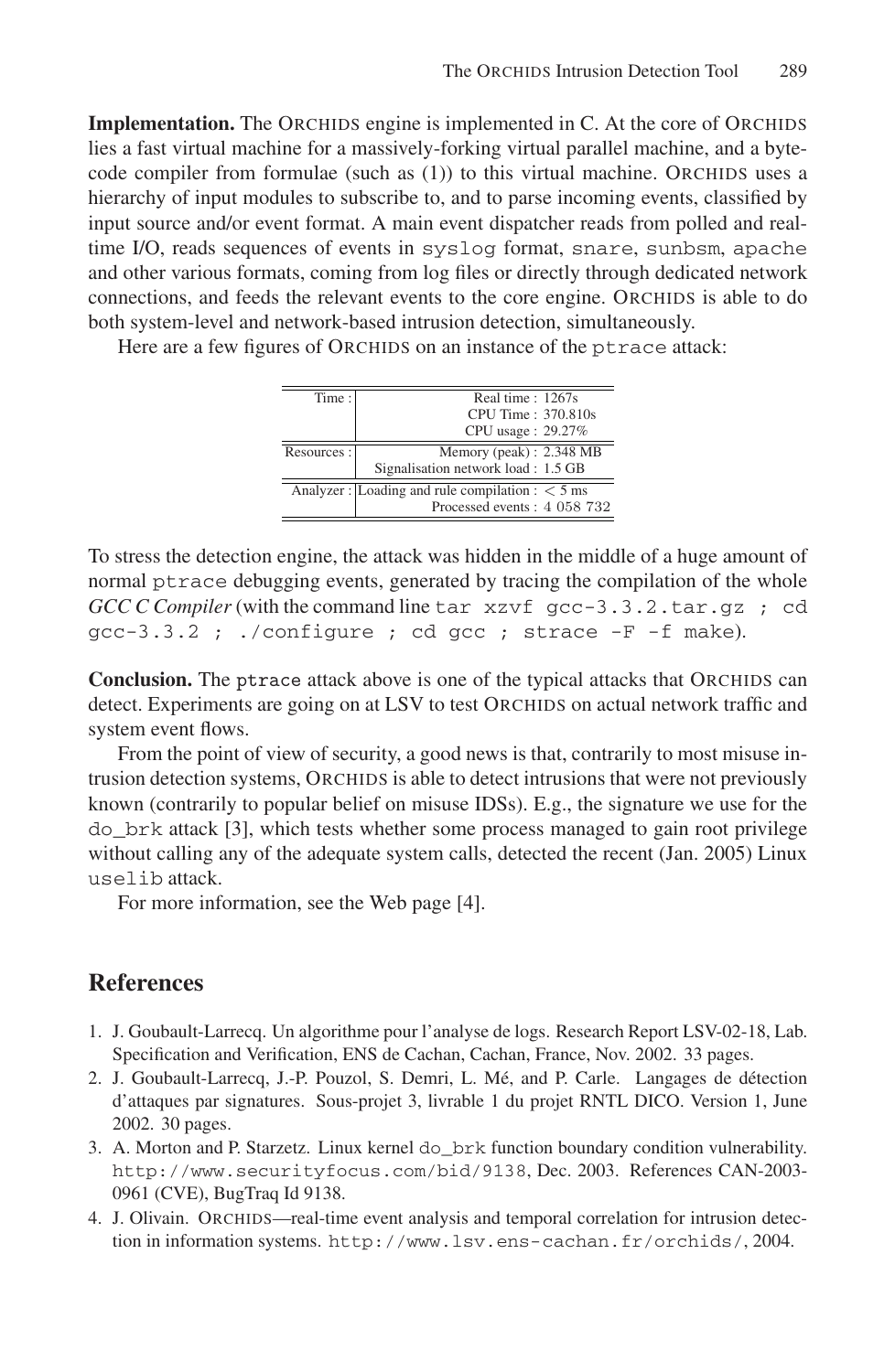**Implementation.** The ORCHIDS engine is implemented in C. At the core of ORCHIDS lies a fast virtual machine for a massively-forking virtual parallel machine, and a bytecode compiler from formulae (such as (1)) to this virtual machine. ORCHIDS uses a hierarchy of input modules to subscribe to, and to parse incoming events, classified by input source and/or event format. A main event dispatcher reads from polled and real-time I/O, reads sequences of events in `syslog` format, `snare`, `sunbsm`, `apache` and other various formats, coming from log files or directly through dedicated network connections, and feeds the relevant events to the core engine. ORCHIDS is able to do both system-level and network-based intrusion detection, simultaneously.

Here are a few figures of ORCHIDS on an instance of the `ptrace` attack:

| | |
|---|---|
| Time : | Real time : 1267s<br>CPU Time : 370.810s<br>CPU usage : 29.27% |
| Resources : | Memory (peak) : 2.348 MB<br>Signalisation network load : 1.5 GB |
| Analyzer : | Loading and rule compilation : $< 5$ ms<br>Processed events : 4 058 732 |

To stress the detection engine, the attack was hidden in the middle of a huge amount of normal `ptrace` debugging events, generated by tracing the compilation of the whole *GCC C Compiler* (with the command line `tar xzvf gcc-3.3.2.tar.gz ; cd gcc-3.3.2 ; ./configure ; cd gcc ; strace -F -f make`).

**Conclusion.** The `ptrace` attack above is one of the typical attacks that ORCHIDS can detect. Experiments are going on at LSV to test ORCHIDS on actual network traffic and system event flows.

From the point of view of security, a good news is that, contrarily to most misuse intrusion detection systems, ORCHIDS is able to detect intrusions that were not previously known (contrarily to popular belief on misuse IDSs). E.g., the signature we use for the `do_brk` attack [3], which tests whether some process managed to gain root privilege without calling any of the adequate system calls, detected the recent (Jan. 2005) Linux `uselib` attack.

For more information, see the Web page [4].

## References

1. J. Goubault-Larrecq. Un algorithme pour l'analyse de logs. Research Report LSV-02-18, Lab. Specification and Verification, ENS de Cachan, Cachan, France, Nov. 2002. 33 pages.
2. J. Goubault-Larrecq, J.-P. Pouzol, S. Demri, L. Mé, and P. Carle. Langages de détection d'attaques par signatures. Sous-projet 3, livrable 1 du projet RNTL DICO. Version 1, June 2002. 30 pages.
3. A. Morton and P. Starzetz. Linux kernel `do_brk` function boundary condition vulnerability. `http://www.securityfocus.com/bid/9138`, Dec. 2003. References CAN-2003-0961 (CVE), BugTraq Id 9138.
4. J. Olivain. ORCHIDS—real-time event analysis and temporal correlation for intrusion detection in information systems. `http://www.lsv.ens-cachan.fr/orchids/`, 2004.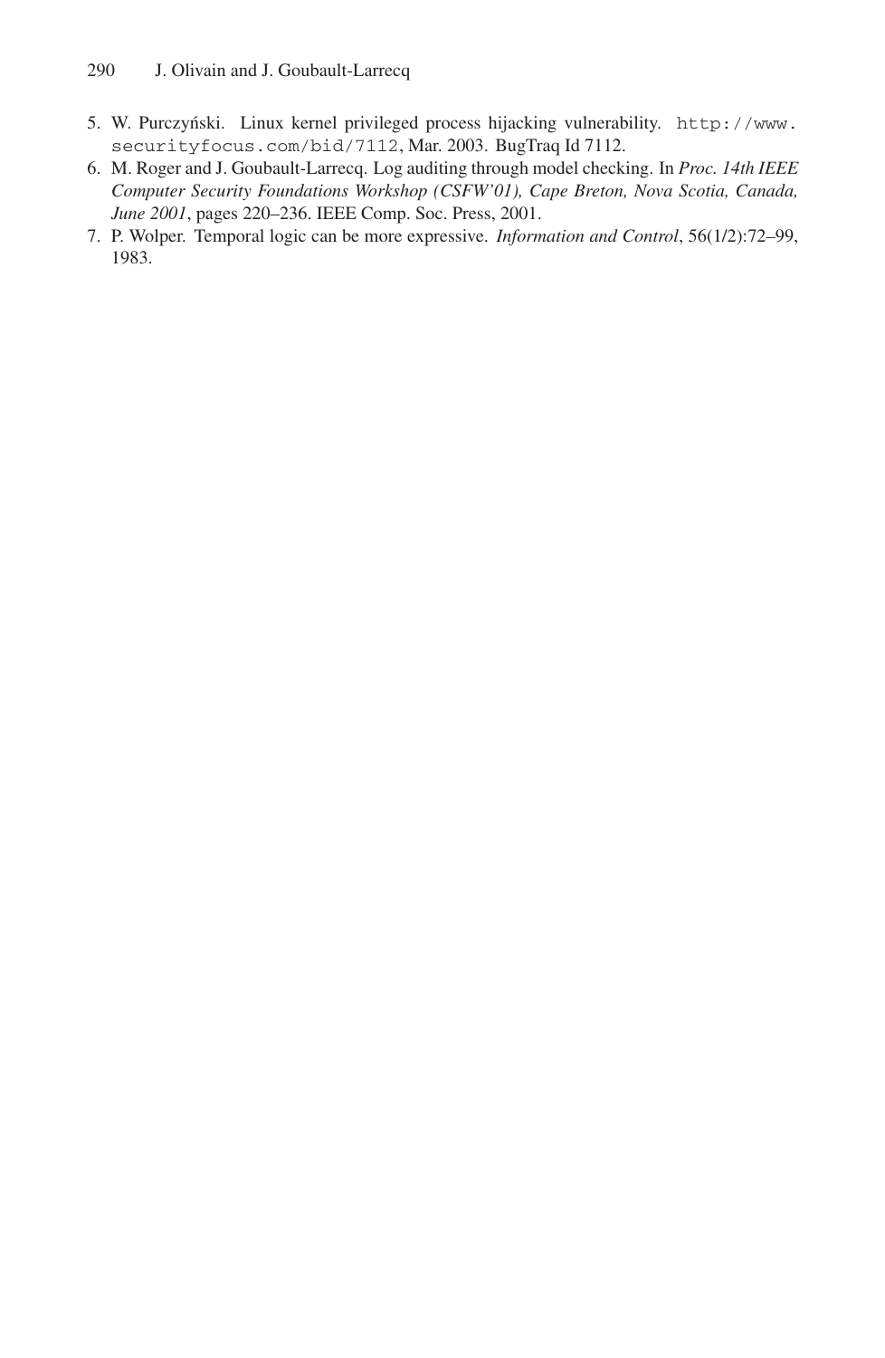5. W. Purczyński. Linux kernel privileged process hijacking vulnerability. `http://www.securityfocus.com/bid/7112`, Mar. 2003. BugTraq Id 7112.
6. M. Roger and J. Goubault-Larrecq. Log auditing through model checking. In *Proc. 14th IEEE Computer Security Foundations Workshop (CSFW'01), Cape Breton, Nova Scotia, Canada, June 2001*, pages 220–236. IEEE Comp. Soc. Press, 2001.
7. P. Wolper. Temporal logic can be more expressive. *Information and Control*, 56(1/2):72–99, 1983.